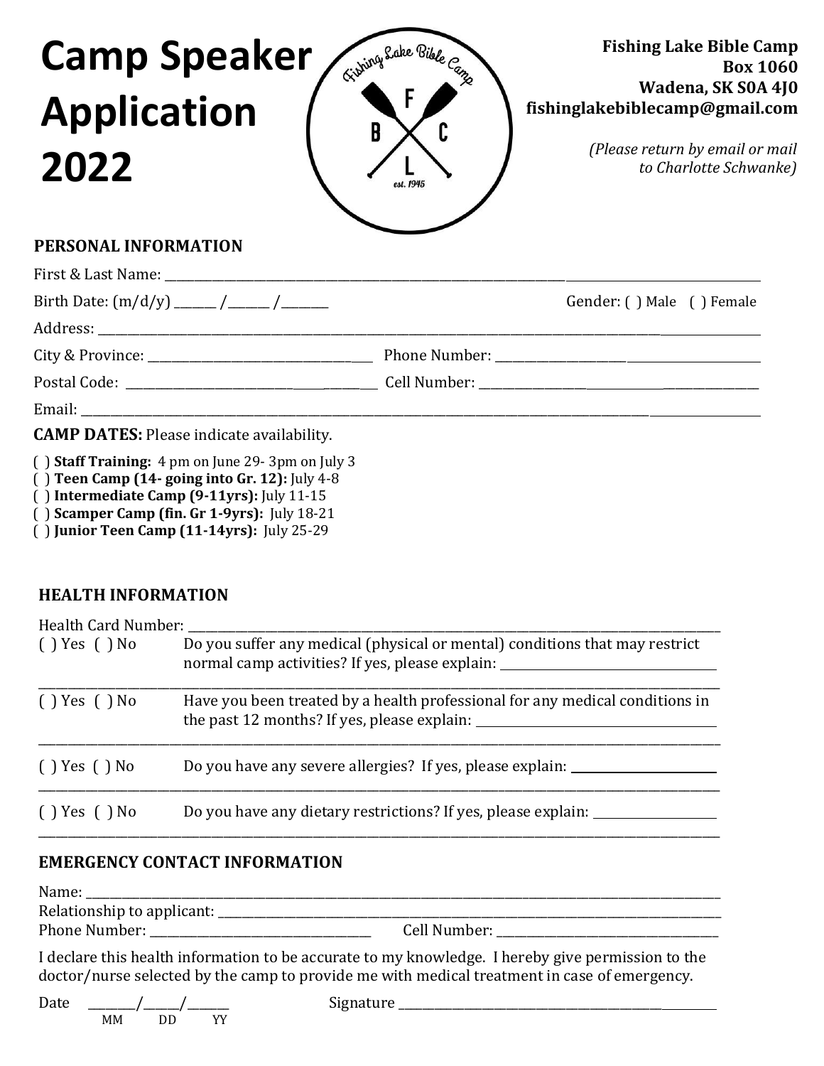# Camp Speaker Application 2022

**Fishing Lake Bible Camp**
**Box 1060**
**Wadena, SK S0A 4J0**
**fishinglakebiblecamp@gmail.com**

*(Please return by email or mail to Charlotte Schwanke)*

## PERSONAL INFORMATION

First & Last Name: ____________________________________________

Birth Date: (m/d/y) ______ /______ /_______ Gender: ( ) Male ( ) Female

Address: ____________________________________________

City & Province: ______________________ Phone Number: ______________________

Postal Code: ______________________ Cell Number: ______________________

Email: ____________________________________________

**CAMP DATES:** Please indicate availability.

( ) **Staff Training:** 4 pm on June 29- 3pm on July 3
( ) **Teen Camp (14- going into Gr. 12):** July 4-8
( ) **Intermediate Camp (9-11yrs):** July 11-15
( ) **Scamper Camp (fin. Gr 1-9yrs):** July 18-21
( ) **Junior Teen Camp (11-14yrs):** July 25-29

## HEALTH INFORMATION

Health Card Number: ____________________________________________

( ) Yes ( ) No Do you suffer any medical (physical or mental) conditions that may restrict normal camp activities? If yes, please explain: ______________________

____________________________________________

( ) Yes ( ) No Have you been treated by a health professional for any medical conditions in the past 12 months? If yes, please explain: ______________________

____________________________________________

( ) Yes ( ) No Do you have any severe allergies? If yes, please explain: ______________________

____________________________________________

( ) Yes ( ) No Do you have any dietary restrictions? If yes, please explain: ______________________

____________________________________________

## EMERGENCY CONTACT INFORMATION

Name: ____________________________________________

Relationship to applicant: ____________________________________________

Phone Number: ______________________ Cell Number: ______________________

I declare this health information to be accurate to my knowledge. I hereby give permission to the doctor/nurse selected by the camp to provide me with medical treatment in case of emergency.

Date _______/_____/______ Signature ______________________
MM DD YY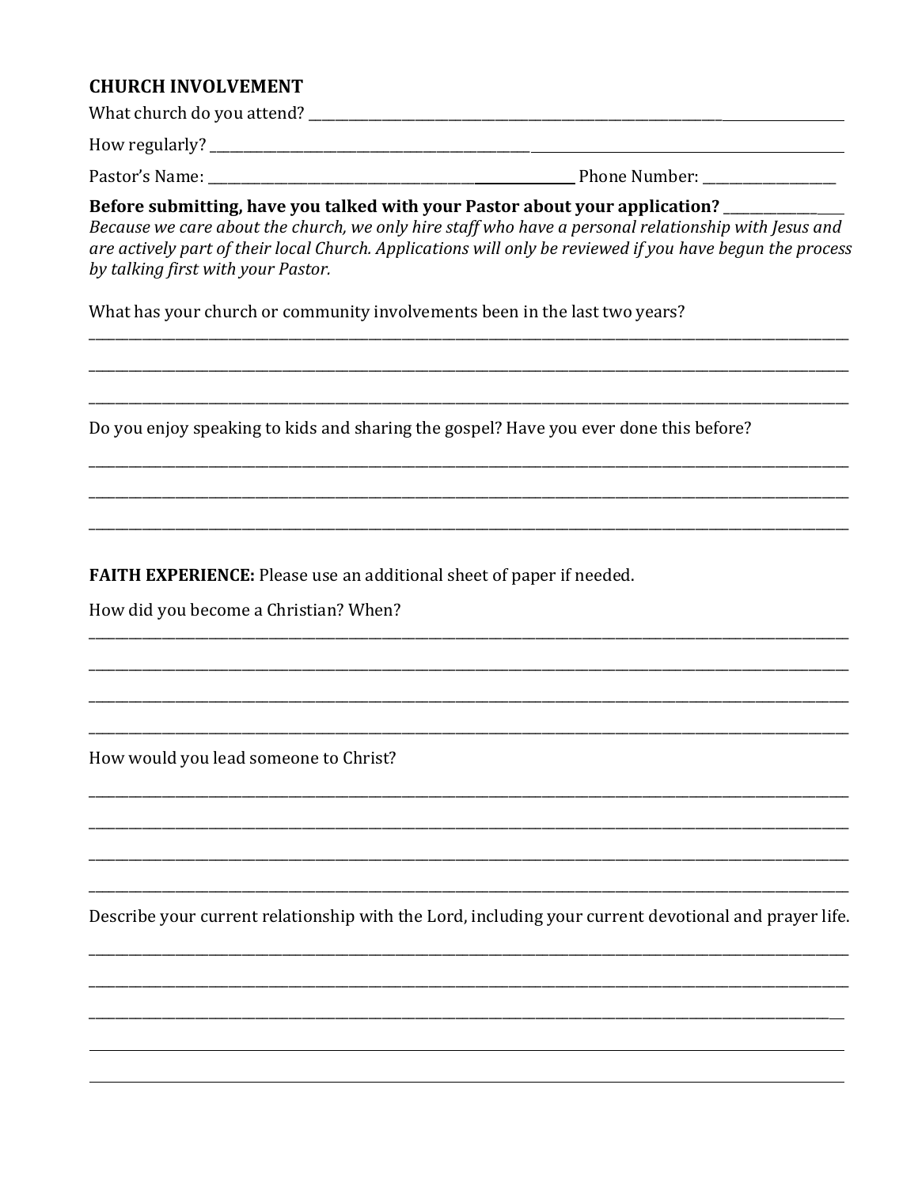**CHURCH INVOLVEMENT**

What church do you attend? ___________________________________________________________________

How regularly? _______________________________________________________________________________

Pastor's Name: ____________________________________________ Phone Number: ___________________

**Before submitting, have you talked with your Pastor about your application?** __________________

*Because we care about the church, we only hire staff who have a personal relationship with Jesus and are actively part of their local Church. Applications will only be reviewed if you have begun the process by talking first with your Pastor.*

What has your church or community involvements been in the last two years?

_____________________________________________________________________________________________

_____________________________________________________________________________________________

_____________________________________________________________________________________________

Do you enjoy speaking to kids and sharing the gospel? Have you ever done this before?

_____________________________________________________________________________________________

_____________________________________________________________________________________________

_____________________________________________________________________________________________

**FAITH EXPERIENCE:** Please use an additional sheet of paper if needed.

How did you become a Christian? When?

_____________________________________________________________________________________________

_____________________________________________________________________________________________

_____________________________________________________________________________________________

_____________________________________________________________________________________________

How would you lead someone to Christ?

_____________________________________________________________________________________________

_____________________________________________________________________________________________

_____________________________________________________________________________________________

_____________________________________________________________________________________________

Describe your current relationship with the Lord, including your current devotional and prayer life.

_____________________________________________________________________________________________

_____________________________________________________________________________________________

_____________________________________________________________________________________________

_____________________________________________________________________________________________

_____________________________________________________________________________________________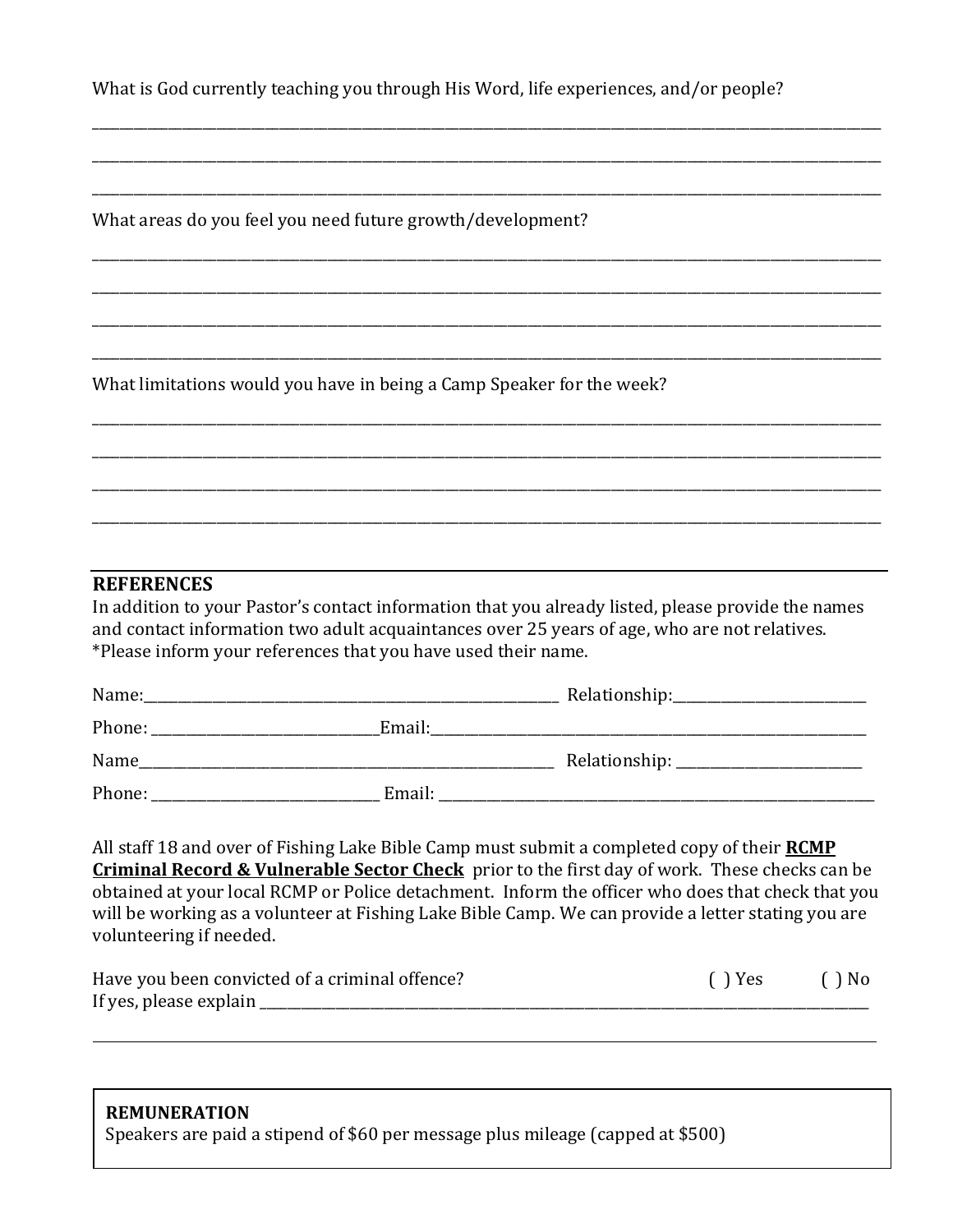What is God currently teaching you through His Word, life experiences, and/or people?

______________________________________________________________________________

______________________________________________________________________________

______________________________________________________________________________

What areas do you feel you need future growth/development?

______________________________________________________________________________

______________________________________________________________________________

______________________________________________________________________________

______________________________________________________________________________

What limitations would you have in being a Camp Speaker for the week?

______________________________________________________________________________

______________________________________________________________________________

______________________________________________________________________________

______________________________________________________________________________

## REFERENCES

In addition to your Pastor's contact information that you already listed, please provide the names and contact information two adult acquaintances over 25 years of age, who are not relatives.
*Please inform your references that you have used their name.

Name:____________________________________________ Relationship:____________________

Phone: ________________________Email:_______________________________________________

Name____________________________________________ Relationship: ___________________

Phone: ________________________ Email: ______________________________________________

All staff 18 and over of Fishing Lake Bible Camp must submit a completed copy of their **<u>RCMP Criminal Record & Vulnerable Sector Check</u>** prior to the first day of work. These checks can be obtained at your local RCMP or Police detachment. Inform the officer who does that check that you will be working as a volunteer at Fishing Lake Bible Camp. We can provide a letter stating you are volunteering if needed.

Have you been convicted of a criminal offence? ( ) Yes ( ) No
If yes, please explain ______________________________________________________________

______________________________________________________________________________

**REMUNERATION**
Speakers are paid a stipend of $60 per message plus mileage (capped at $500)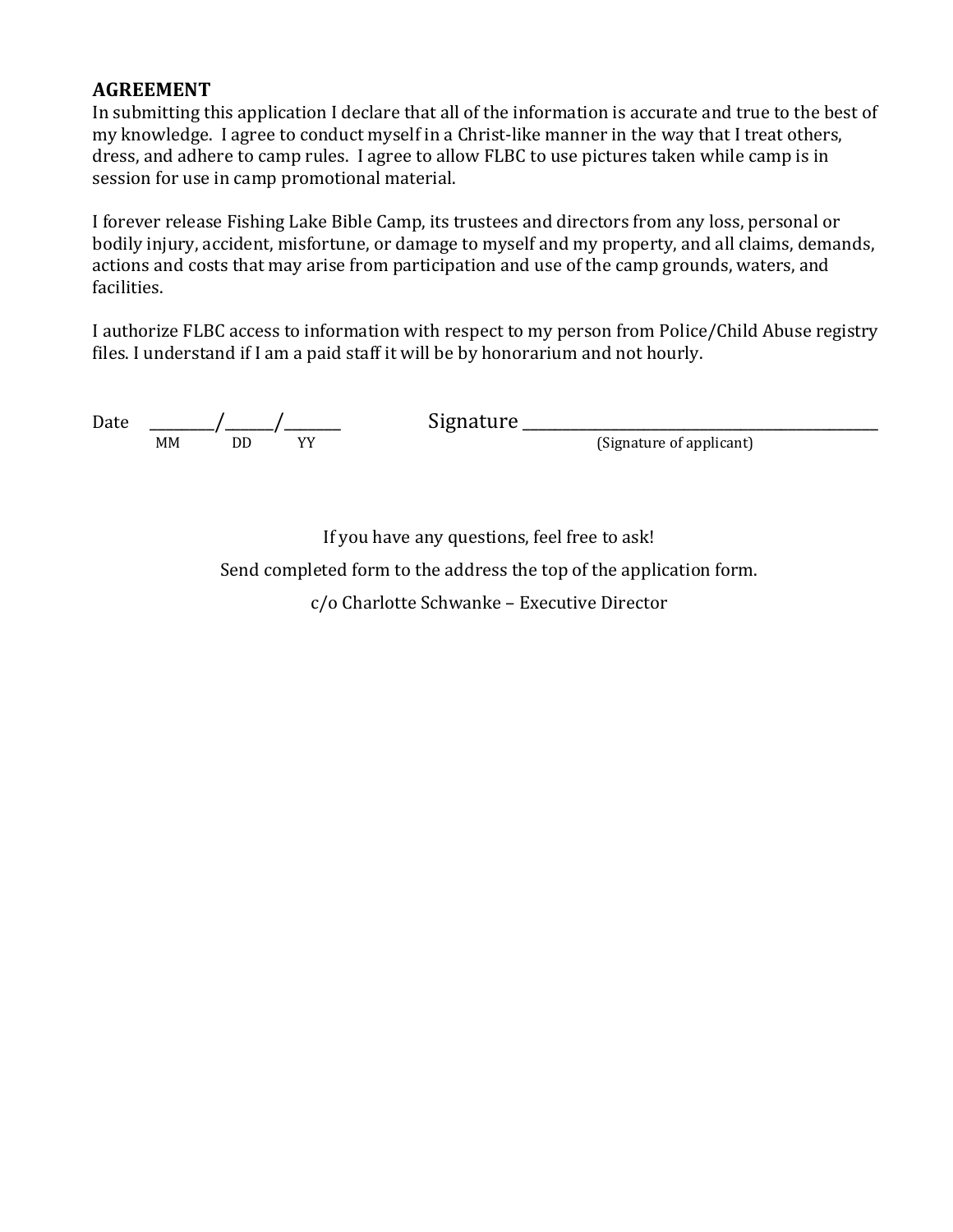**AGREEMENT**

In submitting this application I declare that all of the information is accurate and true to the best of my knowledge. I agree to conduct myself in a Christ-like manner in the way that I treat others, dress, and adhere to camp rules. I agree to allow FLBC to use pictures taken while camp is in session for use in camp promotional material.

I forever release Fishing Lake Bible Camp, its trustees and directors from any loss, personal or bodily injury, accident, misfortune, or damage to myself and my property, and all claims, demands, actions and costs that may arise from participation and use of the camp grounds, waters, and facilities.

I authorize FLBC access to information with respect to my person from Police/Child Abuse registry files. I understand if I am a paid staff it will be by honorarium and not hourly.

Date ________/______/_______ Signature ___________________________________________
MM DD YY (Signature of applicant)

If you have any questions, feel free to ask!

Send completed form to the address the top of the application form.

c/o Charlotte Schwanke – Executive Director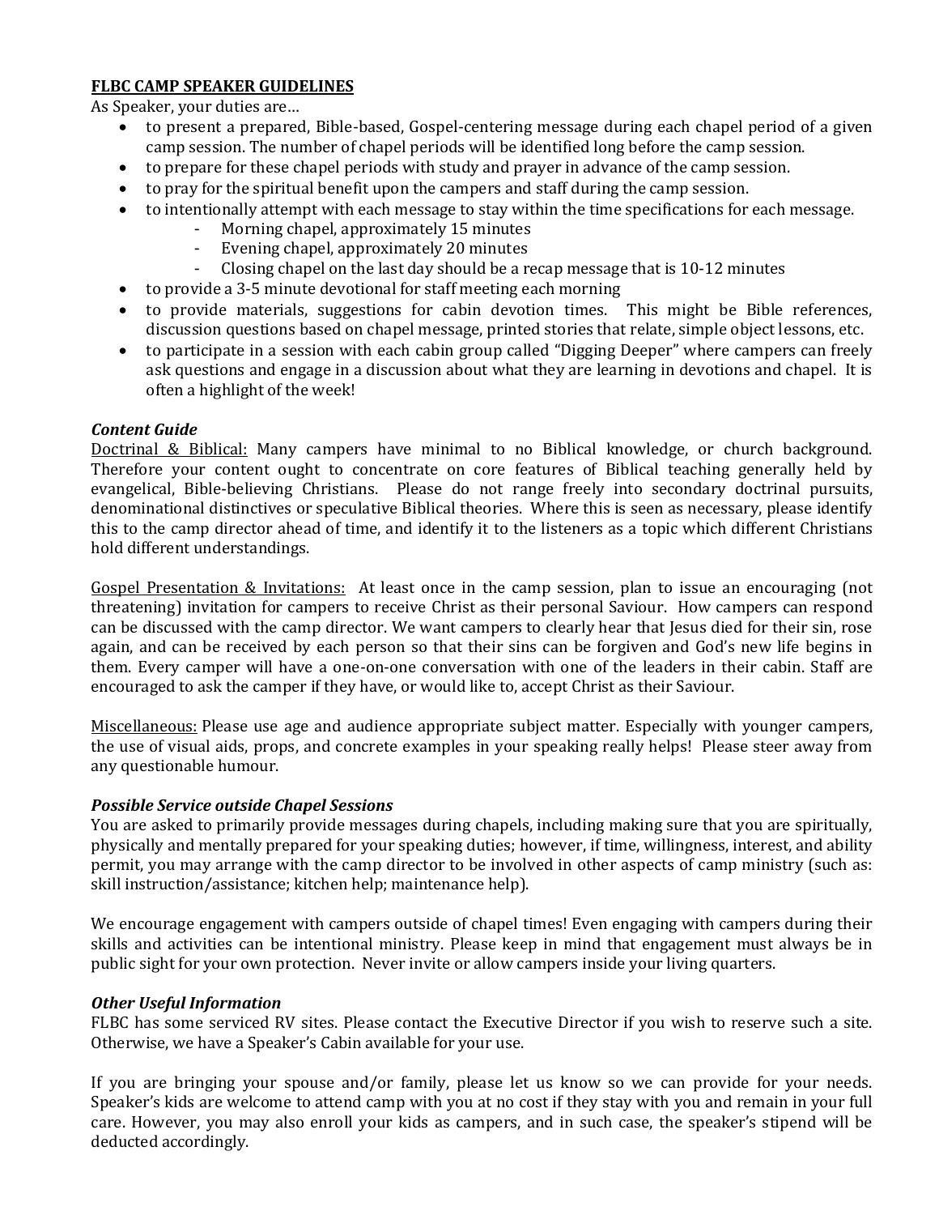**FLBC CAMP SPEAKER GUIDELINES**

As Speaker, your duties are…

- to present a prepared, Bible-based, Gospel-centering message during each chapel period of a given camp session. The number of chapel periods will be identified long before the camp session.
- to prepare for these chapel periods with study and prayer in advance of the camp session.
- to pray for the spiritual benefit upon the campers and staff during the camp session.
- to intentionally attempt with each message to stay within the time specifications for each message.
    - Morning chapel, approximately 15 minutes
    - Evening chapel, approximately 20 minutes
    - Closing chapel on the last day should be a recap message that is 10-12 minutes
- to provide a 3-5 minute devotional for staff meeting each morning
- to provide materials, suggestions for cabin devotion times. This might be Bible references, discussion questions based on chapel message, printed stories that relate, simple object lessons, etc.
- to participate in a session with each cabin group called "Digging Deeper" where campers can freely ask questions and engage in a discussion about what they are learning in devotions and chapel. It is often a highlight of the week!

***Content Guide***

Doctrinal & Biblical: Many campers have minimal to no Biblical knowledge, or church background. Therefore your content ought to concentrate on core features of Biblical teaching generally held by evangelical, Bible-believing Christians. Please do not range freely into secondary doctrinal pursuits, denominational distinctives or speculative Biblical theories. Where this is seen as necessary, please identify this to the camp director ahead of time, and identify it to the listeners as a topic which different Christians hold different understandings.

Gospel Presentation & Invitations: At least once in the camp session, plan to issue an encouraging (not threatening) invitation for campers to receive Christ as their personal Saviour. How campers can respond can be discussed with the camp director. We want campers to clearly hear that Jesus died for their sin, rose again, and can be received by each person so that their sins can be forgiven and God's new life begins in them. Every camper will have a one-on-one conversation with one of the leaders in their cabin. Staff are encouraged to ask the camper if they have, or would like to, accept Christ as their Saviour.

Miscellaneous: Please use age and audience appropriate subject matter. Especially with younger campers, the use of visual aids, props, and concrete examples in your speaking really helps! Please steer away from any questionable humour.

***Possible Service outside Chapel Sessions***

You are asked to primarily provide messages during chapels, including making sure that you are spiritually, physically and mentally prepared for your speaking duties; however, if time, willingness, interest, and ability permit, you may arrange with the camp director to be involved in other aspects of camp ministry (such as: skill instruction/assistance; kitchen help; maintenance help).

We encourage engagement with campers outside of chapel times! Even engaging with campers during their skills and activities can be intentional ministry. Please keep in mind that engagement must always be in public sight for your own protection. Never invite or allow campers inside your living quarters.

***Other Useful Information***

FLBC has some serviced RV sites. Please contact the Executive Director if you wish to reserve such a site. Otherwise, we have a Speaker's Cabin available for your use.

If you are bringing your spouse and/or family, please let us know so we can provide for your needs. Speaker's kids are welcome to attend camp with you at no cost if they stay with you and remain in your full care. However, you may also enroll your kids as campers, and in such case, the speaker's stipend will be deducted accordingly.